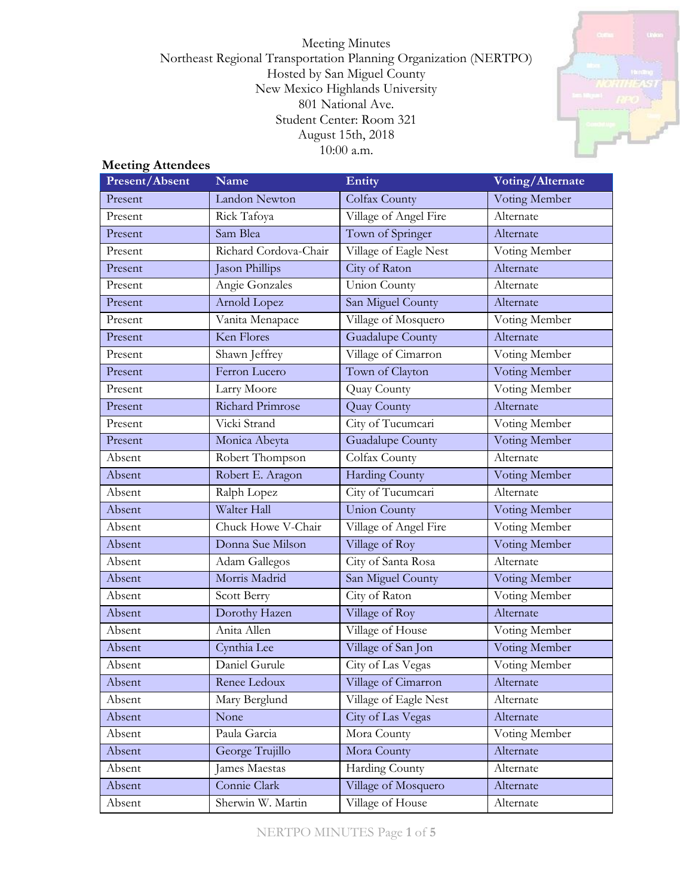Meeting Minutes
Northeast Regional Transportation Planning Organization (NERTPO)
Hosted by San Miguel County
New Mexico Highlands University
801 National Ave.
Student Center: Room 321
August 15th, 2018
10:00 a.m.

**Meeting Attendees**

| Present/Absent | Name | Entity | Voting/Alternate |
|---|---|---|---|
| Present | Landon Newton | Colfax County | Voting Member |
| Present | Rick Tafoya | Village of Angel Fire | Alternate |
| Present | Sam Blea | Town of Springer | Alternate |
| Present | Richard Cordova-Chair | Village of Eagle Nest | Voting Member |
| Present | Jason Phillips | City of Raton | Alternate |
| Present | Angie Gonzales | Union County | Alternate |
| Present | Arnold Lopez | San Miguel County | Alternate |
| Present | Vanita Menapace | Village of Mosquero | Voting Member |
| Present | Ken Flores | Guadalupe County | Alternate |
| Present | Shawn Jeffrey | Village of Cimarron | Voting Member |
| Present | Ferron Lucero | Town of Clayton | Voting Member |
| Present | Larry Moore | Quay County | Voting Member |
| Present | Richard Primrose | Quay County | Alternate |
| Present | Vicki Strand | City of Tucumcari | Voting Member |
| Present | Monica Abeyta | Guadalupe County | Voting Member |
| Absent | Robert Thompson | Colfax County | Alternate |
| Absent | Robert E. Aragon | Harding County | Voting Member |
| Absent | Ralph Lopez | City of Tucumcari | Alternate |
| Absent | Walter Hall | Union County | Voting Member |
| Absent | Chuck Howe V-Chair | Village of Angel Fire | Voting Member |
| Absent | Donna Sue Milson | Village of Roy | Voting Member |
| Absent | Adam Gallegos | City of Santa Rosa | Alternate |
| Absent | Morris Madrid | San Miguel County | Voting Member |
| Absent | Scott Berry | City of Raton | Voting Member |
| Absent | Dorothy Hazen | Village of Roy | Alternate |
| Absent | Anita Allen | Village of House | Voting Member |
| Absent | Cynthia Lee | Village of San Jon | Voting Member |
| Absent | Daniel Gurule | City of Las Vegas | Voting Member |
| Absent | Renee Ledoux | Village of Cimarron | Alternate |
| Absent | Mary Berglund | Village of Eagle Nest | Alternate |
| Absent | None | City of Las Vegas | Alternate |
| Absent | Paula Garcia | Mora County | Voting Member |
| Absent | George Trujillo | Mora County | Alternate |
| Absent | James Maestas | Harding County | Alternate |
| Absent | Connie Clark | Village of Mosquero | Alternate |
| Absent | Sherwin W. Martin | Village of House | Alternate |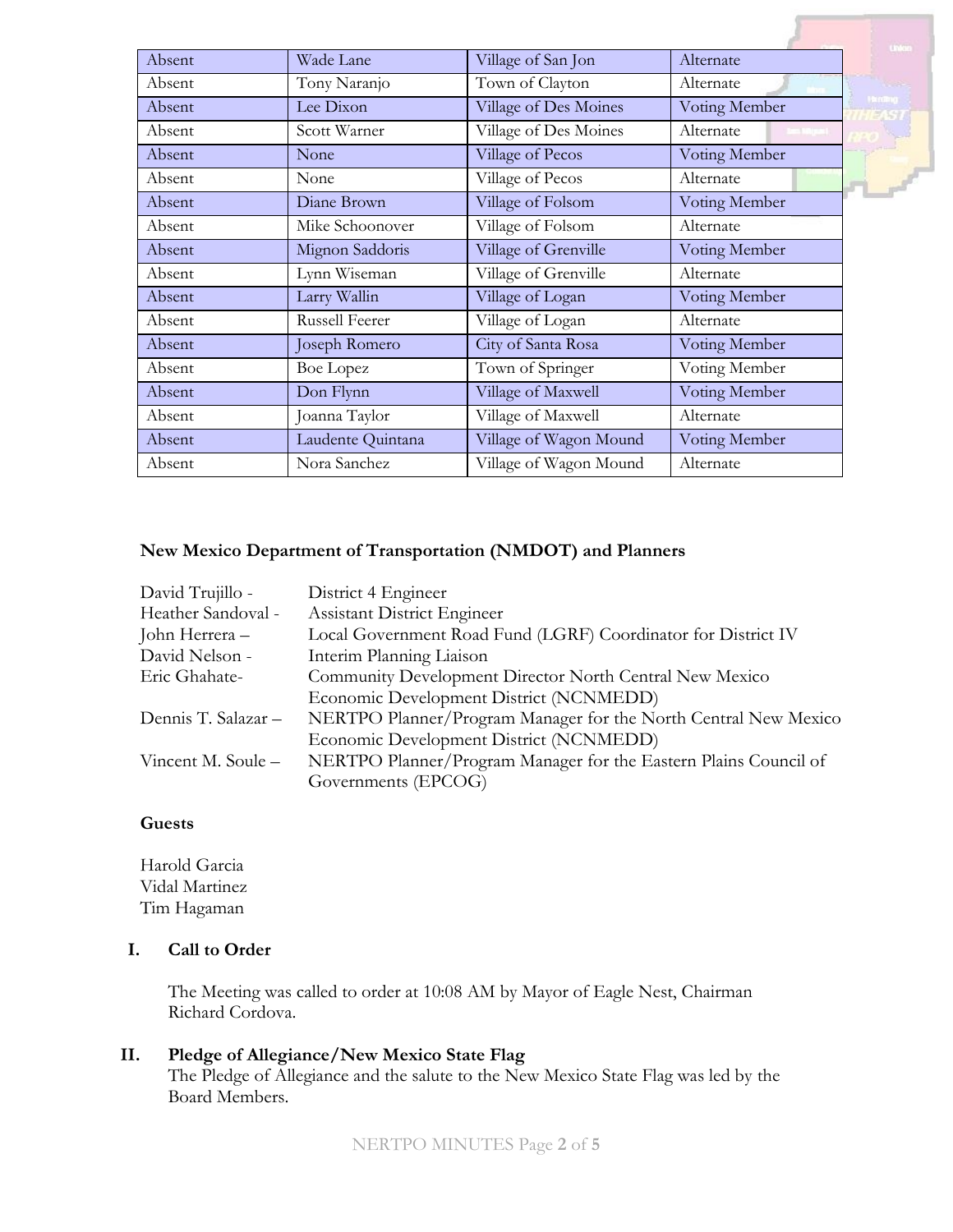| Absent | Wade Lane | Village of San Jon | Alternate |
|---|---|---|---|
| Absent | Tony Naranjo | Town of Clayton | Alternate |
| Absent | Lee Dixon | Village of Des Moines | Voting Member |
| Absent | Scott Warner | Village of Des Moines | Alternate |
| Absent | None | Village of Pecos | Voting Member |
| Absent | None | Village of Pecos | Alternate |
| Absent | Diane Brown | Village of Folsom | Voting Member |
| Absent | Mike Schoonover | Village of Folsom | Alternate |
| Absent | Mignon Saddoris | Village of Grenville | Voting Member |
| Absent | Lynn Wiseman | Village of Grenville | Alternate |
| Absent | Larry Wallin | Village of Logan | Voting Member |
| Absent | Russell Feerer | Village of Logan | Alternate |
| Absent | Joseph Romero | City of Santa Rosa | Voting Member |
| Absent | Boe Lopez | Town of Springer | Voting Member |
| Absent | Don Flynn | Village of Maxwell | Voting Member |
| Absent | Joanna Taylor | Village of Maxwell | Alternate |
| Absent | Laudente Quintana | Village of Wagon Mound | Voting Member |
| Absent | Nora Sanchez | Village of Wagon Mound | Alternate |

**New Mexico Department of Transportation (NMDOT) and Planners**

David Trujillo - District 4 Engineer
Heather Sandoval - Assistant District Engineer
John Herrera – Local Government Road Fund (LGRF) Coordinator for District IV
David Nelson - Interim Planning Liaison
Eric Ghahate- Community Development Director North Central New Mexico Economic Development District (NCNMEDD)
Dennis T. Salazar – NERTPO Planner/Program Manager for the North Central New Mexico Economic Development District (NCNMEDD)
Vincent M. Soule – NERTPO Planner/Program Manager for the Eastern Plains Council of Governments (EPCOG)

**Guests**

Harold Garcia
Vidal Martinez
Tim Hagaman

## I. Call to Order

The Meeting was called to order at 10:08 AM by Mayor of Eagle Nest, Chairman Richard Cordova.

## II. Pledge of Allegiance/New Mexico State Flag

The Pledge of Allegiance and the salute to the New Mexico State Flag was led by the Board Members.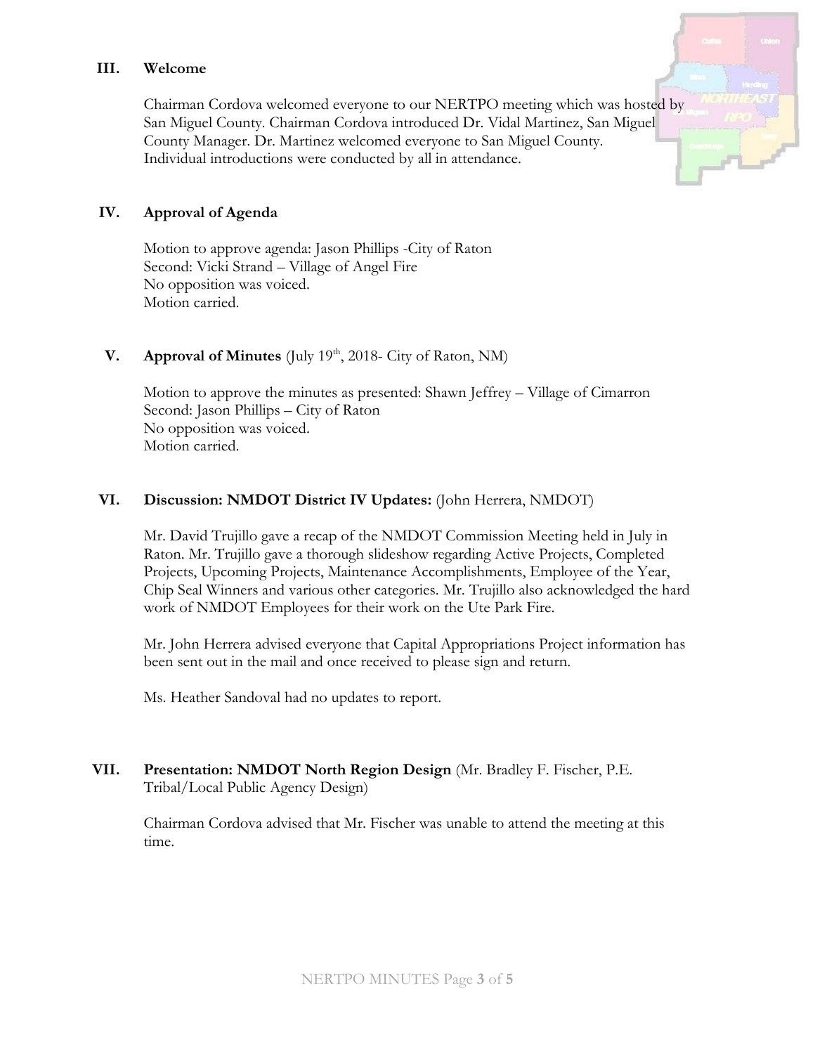## III. Welcome

Chairman Cordova welcomed everyone to our NERTPO meeting which was hosted by San Miguel County. Chairman Cordova introduced Dr. Vidal Martinez, San Miguel County Manager. Dr. Martinez welcomed everyone to San Miguel County. Individual introductions were conducted by all in attendance.

## IV. Approval of Agenda

Motion to approve agenda: Jason Phillips -City of Raton
Second: Vicki Strand – Village of Angel Fire
No opposition was voiced.
Motion carried.

## V. Approval of Minutes (July 19th, 2018- City of Raton, NM)

Motion to approve the minutes as presented: Shawn Jeffrey – Village of Cimarron
Second: Jason Phillips – City of Raton
No opposition was voiced.
Motion carried.

## VI. Discussion: NMDOT District IV Updates: (John Herrera, NMDOT)

Mr. David Trujillo gave a recap of the NMDOT Commission Meeting held in July in Raton. Mr. Trujillo gave a thorough slideshow regarding Active Projects, Completed Projects, Upcoming Projects, Maintenance Accomplishments, Employee of the Year, Chip Seal Winners and various other categories. Mr. Trujillo also acknowledged the hard work of NMDOT Employees for their work on the Ute Park Fire.

Mr. John Herrera advised everyone that Capital Appropriations Project information has been sent out in the mail and once received to please sign and return.

Ms. Heather Sandoval had no updates to report.

## VII. Presentation: NMDOT North Region Design (Mr. Bradley F. Fischer, P.E. Tribal/Local Public Agency Design)

Chairman Cordova advised that Mr. Fischer was unable to attend the meeting at this time.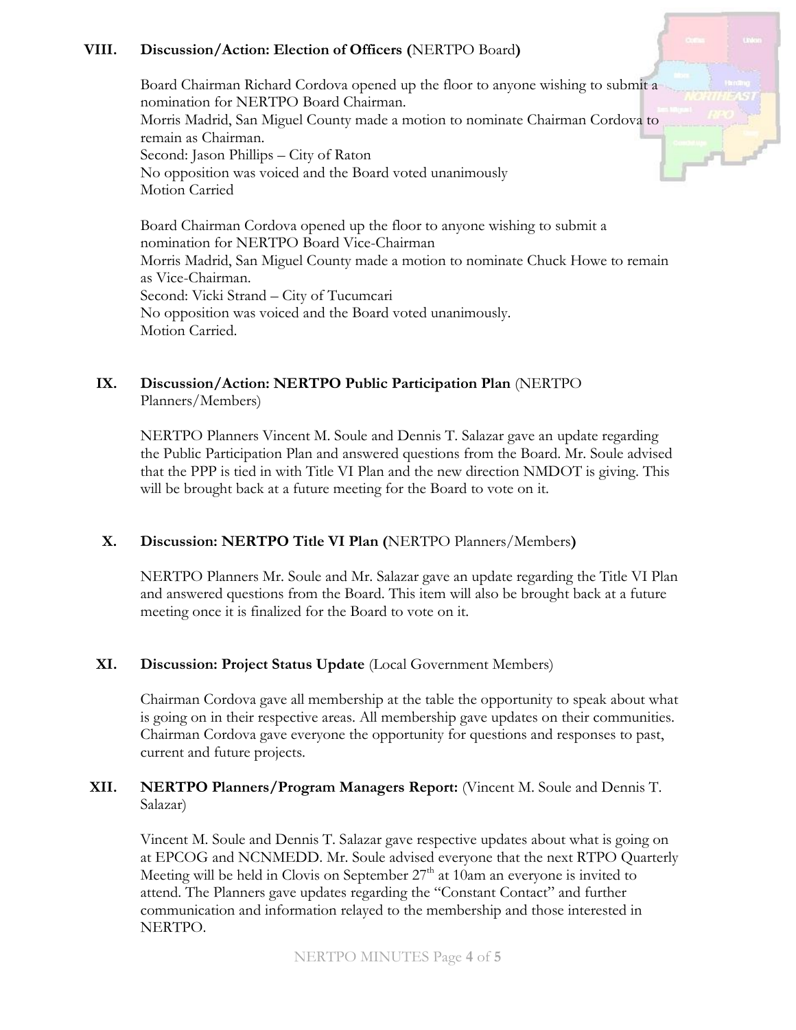### VIII. Discussion/Action: Election of Officers (NERTPO Board)

Board Chairman Richard Cordova opened up the floor to anyone wishing to submit a nomination for NERTPO Board Chairman.
Morris Madrid, San Miguel County made a motion to nominate Chairman Cordova to remain as Chairman.
Second: Jason Phillips – City of Raton
No opposition was voiced and the Board voted unanimously
Motion Carried

Board Chairman Cordova opened up the floor to anyone wishing to submit a nomination for NERTPO Board Vice-Chairman
Morris Madrid, San Miguel County made a motion to nominate Chuck Howe to remain as Vice-Chairman.
Second: Vicki Strand – City of Tucumcari
No opposition was voiced and the Board voted unanimously.
Motion Carried.

### IX. Discussion/Action: NERTPO Public Participation Plan (NERTPO Planners/Members)

NERTPO Planners Vincent M. Soule and Dennis T. Salazar gave an update regarding the Public Participation Plan and answered questions from the Board. Mr. Soule advised that the PPP is tied in with Title VI Plan and the new direction NMDOT is giving. This will be brought back at a future meeting for the Board to vote on it.

### X. Discussion: NERTPO Title VI Plan (NERTPO Planners/Members)

NERTPO Planners Mr. Soule and Mr. Salazar gave an update regarding the Title VI Plan and answered questions from the Board. This item will also be brought back at a future meeting once it is finalized for the Board to vote on it.

### XI. Discussion: Project Status Update (Local Government Members)

Chairman Cordova gave all membership at the table the opportunity to speak about what is going on in their respective areas. All membership gave updates on their communities. Chairman Cordova gave everyone the opportunity for questions and responses to past, current and future projects.

### XII. NERTPO Planners/Program Managers Report: (Vincent M. Soule and Dennis T. Salazar)

Vincent M. Soule and Dennis T. Salazar gave respective updates about what is going on at EPCOG and NCNMEDD. Mr. Soule advised everyone that the next RTPO Quarterly Meeting will be held in Clovis on September 27th at 10am an everyone is invited to attend. The Planners gave updates regarding the "Constant Contact" and further communication and information relayed to the membership and those interested in NERTPO.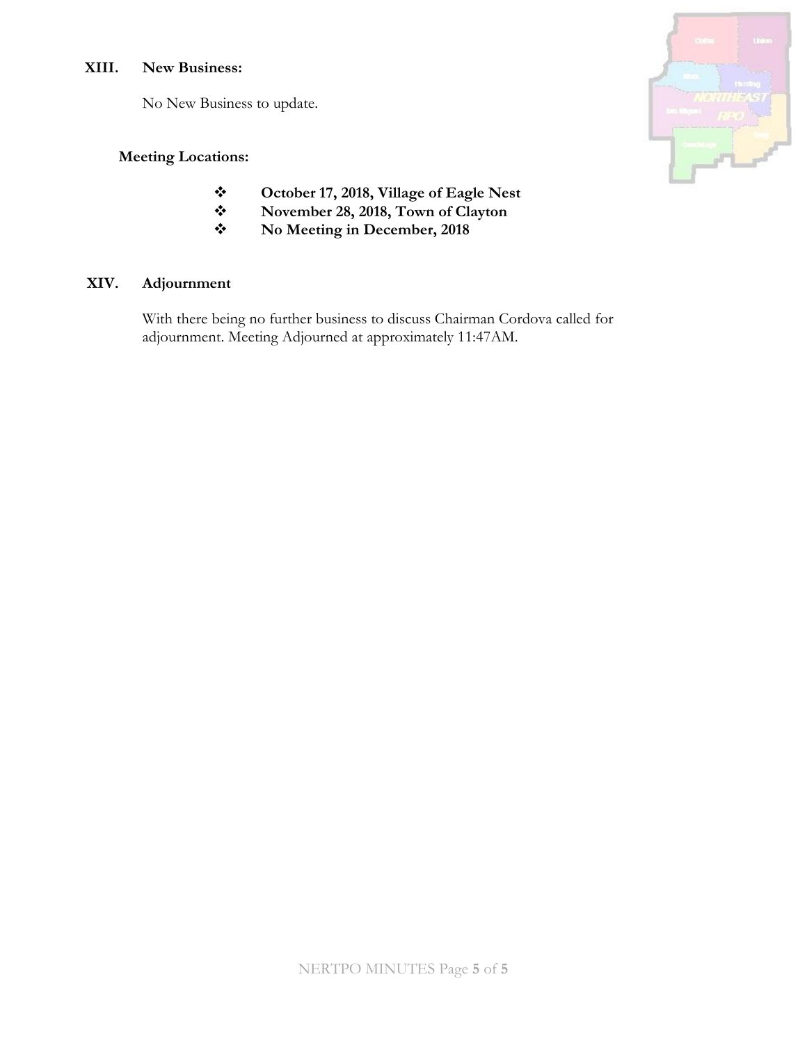### XIII. New Business:

No New Business to update.

**Meeting Locations:**

- **October 17, 2018, Village of Eagle Nest**
- **November 28, 2018, Town of Clayton**
- **No Meeting in December, 2018**

### XIV. Adjournment

With there being no further business to discuss Chairman Cordova called for adjournment. Meeting Adjourned at approximately 11:47AM.